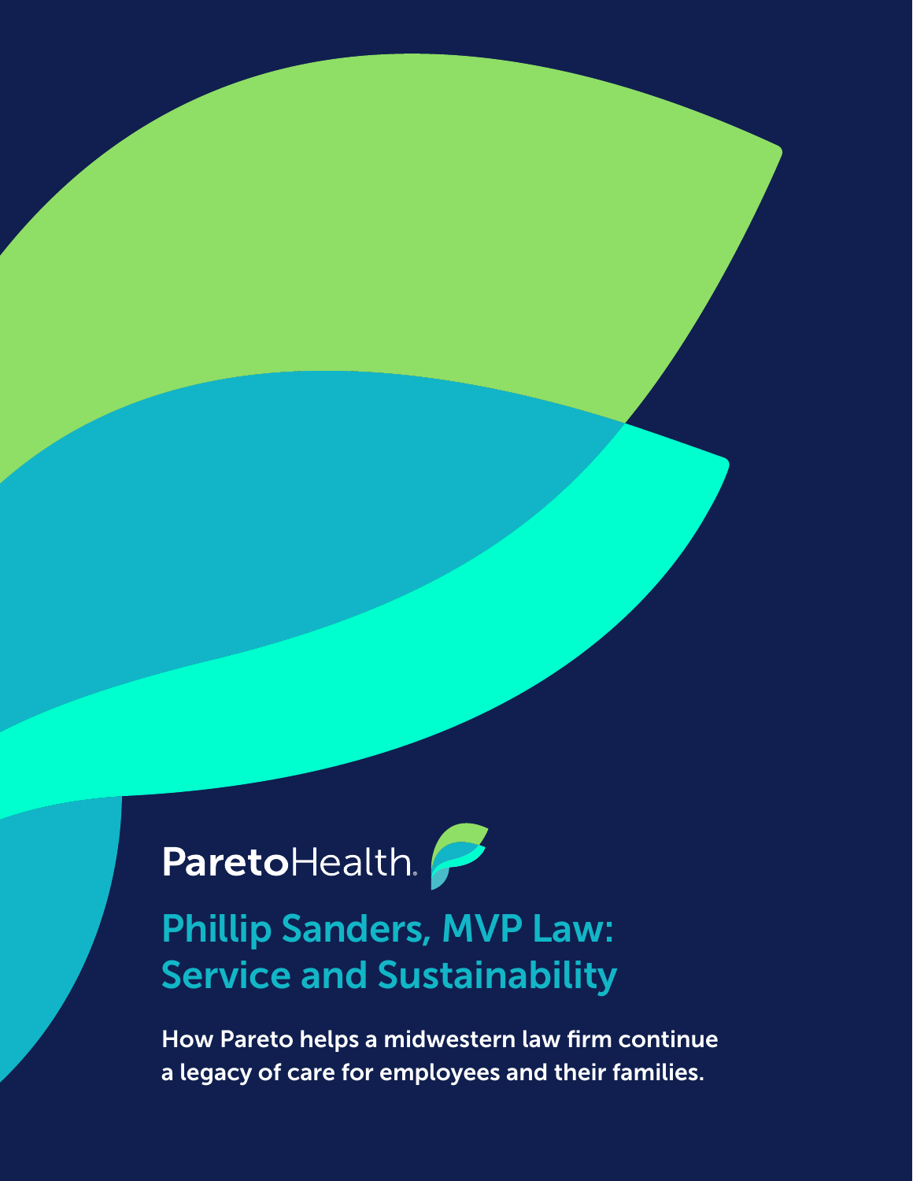ParetoHealth

# Phillip Sanders, MVP Law: Service and Sustainability

**How Pareto helps a midwestern law firm continue a legacy of care for employees and their families.**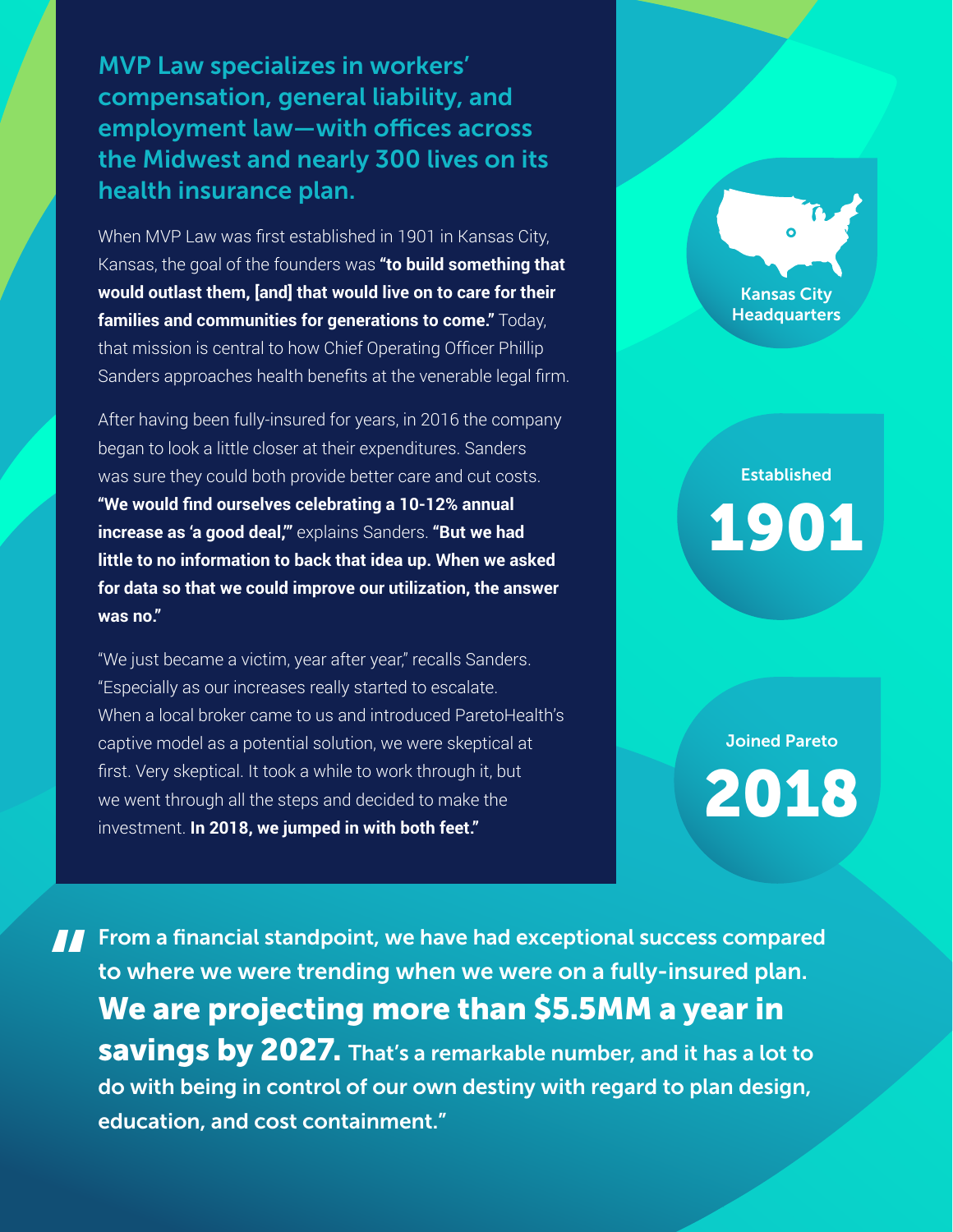## MVP Law specializes in workers' compensation, general liability, and employment law—with offices across the Midwest and nearly 300 lives on its health insurance plan.

When MVP Law was first established in 1901 in Kansas City, Kansas, the goal of the founders was **"to build something that would outlast them, [and] that would live on to care for their families and communities for generations to come."** Today, that mission is central to how Chief Operating Officer Phillip Sanders approaches health benefits at the venerable legal firm.

After having been fully-insured for years, in 2016 the company began to look a little closer at their expenditures. Sanders was sure they could both provide better care and cut costs. **"We would find ourselves celebrating a 10-12% annual increase as 'a good deal,'"** explains Sanders. **"But we had little to no information to back that idea up. When we asked for data so that we could improve our utilization, the answer was no."**

"We just became a victim, year after year," recalls Sanders. "Especially as our increases really started to escalate. When a local broker came to us and introduced ParetoHealth's captive model as a potential solution, we were skeptical at first. Very skeptical. It took a while to work through it, but we went through all the steps and decided to make the investment. **In 2018, we jumped in with both feet."**

**Kansas City Headquarters**

**Established**
**1901**

**Joined Pareto**
**2018**

> "From a financial standpoint, we have had exceptional success compared to where we were trending when we were on a fully-insured plan. **We are projecting more than $5.5MM a year in savings by 2027.** That's a remarkable number, and it has a lot to do with being in control of our own destiny with regard to plan design, education, and cost containment."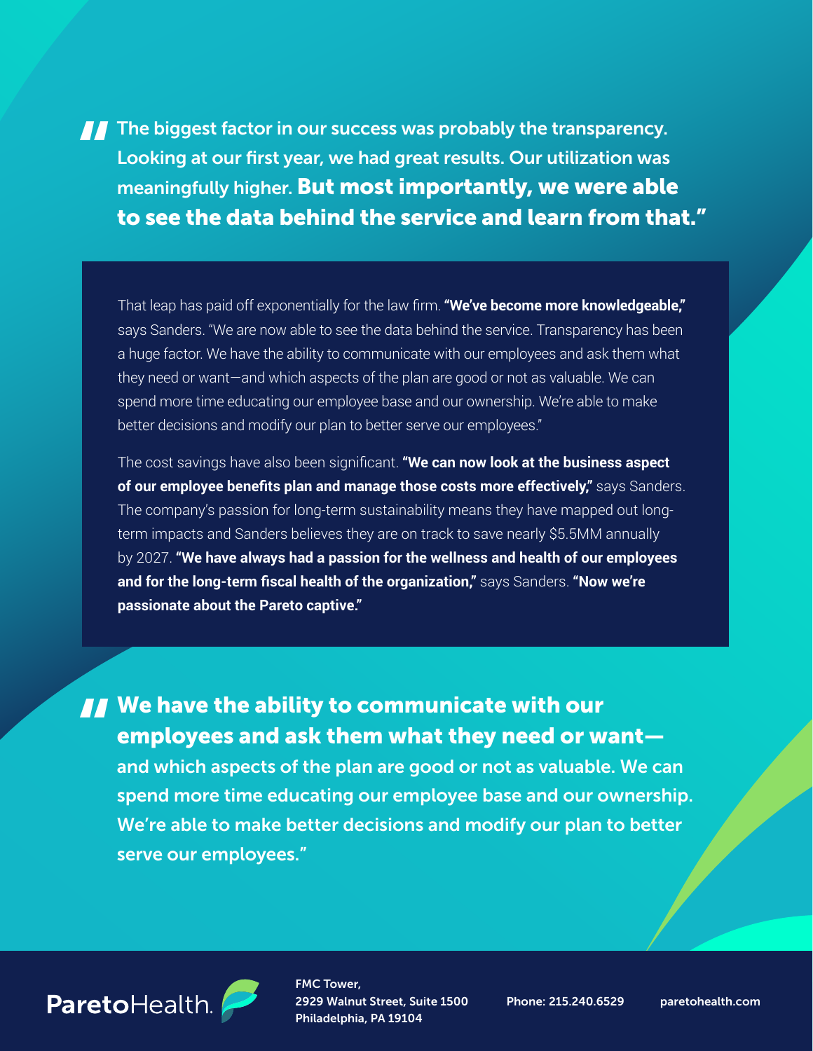> "The biggest factor in our success was probably the transparency. Looking at our first year, we had great results. Our utilization was meaningfully higher. **But most importantly, we were able to see the data behind the service and learn from that."**

That leap has paid off exponentially for the law firm. **"We've become more knowledgeable,"** says Sanders. "We are now able to see the data behind the service. Transparency has been a huge factor. We have the ability to communicate with our employees and ask them what they need or want—and which aspects of the plan are good or not as valuable. We can spend more time educating our employee base and our ownership. We're able to make better decisions and modify our plan to better serve our employees."

The cost savings have also been significant. **"We can now look at the business aspect of our employee benefits plan and manage those costs more effectively,"** says Sanders. The company's passion for long-term sustainability means they have mapped out long-term impacts and Sanders believes they are on track to save nearly $5.5MM annually by 2027. **"We have always had a passion for the wellness and health of our employees and for the long-term fiscal health of the organization,"** says Sanders. **"Now we're passionate about the Pareto captive."**

> **"We have the ability to communicate with our employees and ask them what they need or want—** and which aspects of the plan are good or not as valuable. We can spend more time educating our employee base and our ownership. We're able to make better decisions and modify our plan to better serve our employees."

**ParetoHealth.**

FMC Tower,
2929 Walnut Street, Suite 1500
Philadelphia, PA 19104

Phone: 215.240.6529

paretohealth.com